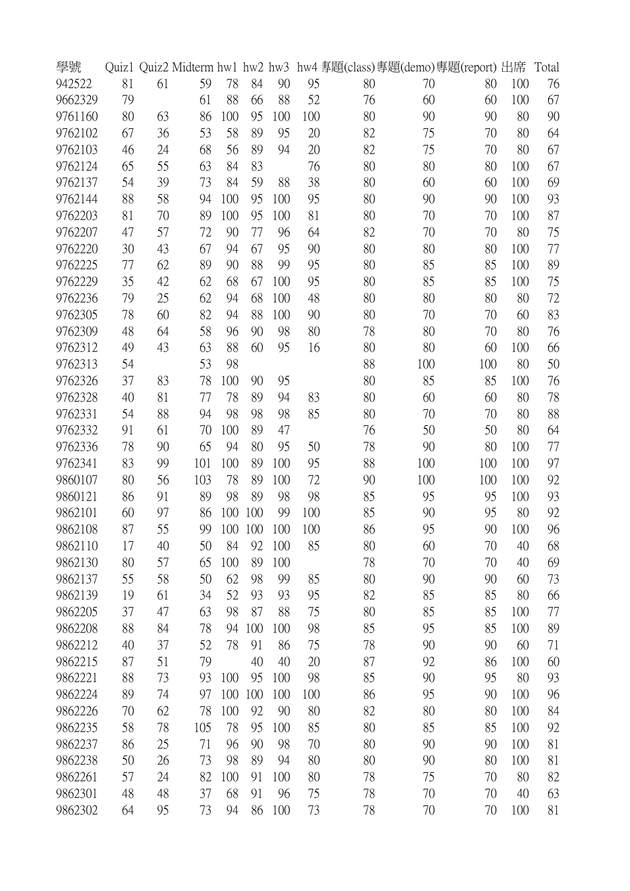| 學號 | Quiz1 | Quiz2 | Midterm | hw1 | hw2 | hw3 | hw4 | 專題(class) | 專題(demo) | 專題(report) | 出席 | Total |
|---|---|---|---|---|---|---|---|---|---|---|---|---|
| 942522 | 81 | 61 | 59 | 78 | 84 | 90 | 95 | 80 | 70 | 80 | 100 | 76 |
| 9662329 | 79 | | 61 | 88 | 66 | 88 | 52 | 76 | 60 | 60 | 100 | 67 |
| 9761160 | 80 | 63 | 86 | 100 | 95 | 100 | 100 | 80 | 90 | 90 | 80 | 90 |
| 9762102 | 67 | 36 | 53 | 58 | 89 | 95 | 20 | 82 | 75 | 70 | 80 | 64 |
| 9762103 | 46 | 24 | 68 | 56 | 89 | 94 | 20 | 82 | 75 | 70 | 80 | 67 |
| 9762124 | 65 | 55 | 63 | 84 | 83 | | 76 | 80 | 80 | 80 | 100 | 67 |
| 9762137 | 54 | 39 | 73 | 84 | 59 | 88 | 38 | 80 | 60 | 60 | 100 | 69 |
| 9762144 | 88 | 58 | 94 | 100 | 95 | 100 | 95 | 80 | 90 | 90 | 100 | 93 |
| 9762203 | 81 | 70 | 89 | 100 | 95 | 100 | 81 | 80 | 70 | 70 | 100 | 87 |
| 9762207 | 47 | 57 | 72 | 90 | 77 | 96 | 64 | 82 | 70 | 70 | 80 | 75 |
| 9762220 | 30 | 43 | 67 | 94 | 67 | 95 | 90 | 80 | 80 | 80 | 100 | 77 |
| 9762225 | 77 | 62 | 89 | 90 | 88 | 99 | 95 | 80 | 85 | 85 | 100 | 89 |
| 9762229 | 35 | 42 | 62 | 68 | 67 | 100 | 95 | 80 | 85 | 85 | 100 | 75 |
| 9762236 | 79 | 25 | 62 | 94 | 68 | 100 | 48 | 80 | 80 | 80 | 80 | 72 |
| 9762305 | 78 | 60 | 82 | 94 | 88 | 100 | 90 | 80 | 70 | 70 | 60 | 83 |
| 9762309 | 48 | 64 | 58 | 96 | 90 | 98 | 80 | 78 | 80 | 70 | 80 | 76 |
| 9762312 | 49 | 43 | 63 | 88 | 60 | 95 | 16 | 80 | 80 | 60 | 100 | 66 |
| 9762313 | 54 | | 53 | 98 | | | | 88 | 100 | 100 | 80 | 50 |
| 9762326 | 37 | 83 | 78 | 100 | 90 | 95 | | 80 | 85 | 85 | 100 | 76 |
| 9762328 | 40 | 81 | 77 | 78 | 89 | 94 | 83 | 80 | 60 | 60 | 80 | 78 |
| 9762331 | 54 | 88 | 94 | 98 | 98 | 98 | 85 | 80 | 70 | 70 | 80 | 88 |
| 9762332 | 91 | 61 | 70 | 100 | 89 | 47 | | 76 | 50 | 50 | 80 | 64 |
| 9762336 | 78 | 90 | 65 | 94 | 80 | 95 | 50 | 78 | 90 | 80 | 100 | 77 |
| 9762341 | 83 | 99 | 101 | 100 | 89 | 100 | 95 | 88 | 100 | 100 | 100 | 97 |
| 9860107 | 80 | 56 | 103 | 78 | 89 | 100 | 72 | 90 | 100 | 100 | 100 | 92 |
| 9860121 | 86 | 91 | 89 | 98 | 89 | 98 | 98 | 85 | 95 | 95 | 100 | 93 |
| 9862101 | 60 | 97 | 86 | 100 | 100 | 99 | 100 | 85 | 90 | 95 | 80 | 92 |
| 9862108 | 87 | 55 | 99 | 100 | 100 | 100 | 100 | 86 | 95 | 90 | 100 | 96 |
| 9862110 | 17 | 40 | 50 | 84 | 92 | 100 | 85 | 80 | 60 | 70 | 40 | 68 |
| 9862130 | 80 | 57 | 65 | 100 | 89 | 100 | | 78 | 70 | 70 | 40 | 69 |
| 9862137 | 55 | 58 | 50 | 62 | 98 | 99 | 85 | 80 | 90 | 90 | 60 | 73 |
| 9862139 | 19 | 61 | 34 | 52 | 93 | 93 | 95 | 82 | 85 | 85 | 80 | 66 |
| 9862205 | 37 | 47 | 63 | 98 | 87 | 88 | 75 | 80 | 85 | 85 | 100 | 77 |
| 9862208 | 88 | 84 | 78 | 94 | 100 | 100 | 98 | 85 | 95 | 85 | 100 | 89 |
| 9862212 | 40 | 37 | 52 | 78 | 91 | 86 | 75 | 78 | 90 | 90 | 60 | 71 |
| 9862215 | 87 | 51 | 79 | | 40 | 40 | 20 | 87 | 92 | 86 | 100 | 60 |
| 9862221 | 88 | 73 | 93 | 100 | 95 | 100 | 98 | 85 | 90 | 95 | 80 | 93 |
| 9862224 | 89 | 74 | 97 | 100 | 100 | 100 | 100 | 86 | 95 | 90 | 100 | 96 |
| 9862226 | 70 | 62 | 78 | 100 | 92 | 90 | 80 | 82 | 80 | 80 | 100 | 84 |
| 9862235 | 58 | 78 | 105 | 78 | 95 | 100 | 85 | 80 | 85 | 85 | 100 | 92 |
| 9862237 | 86 | 25 | 71 | 96 | 90 | 98 | 70 | 80 | 90 | 90 | 100 | 81 |
| 9862238 | 50 | 26 | 73 | 98 | 89 | 94 | 80 | 80 | 90 | 80 | 100 | 81 |
| 9862261 | 57 | 24 | 82 | 100 | 91 | 100 | 80 | 78 | 75 | 70 | 80 | 82 |
| 9862301 | 48 | 48 | 37 | 68 | 91 | 96 | 75 | 78 | 70 | 70 | 40 | 63 |
| 9862302 | 64 | 95 | 73 | 94 | 86 | 100 | 73 | 78 | 70 | 70 | 100 | 81 |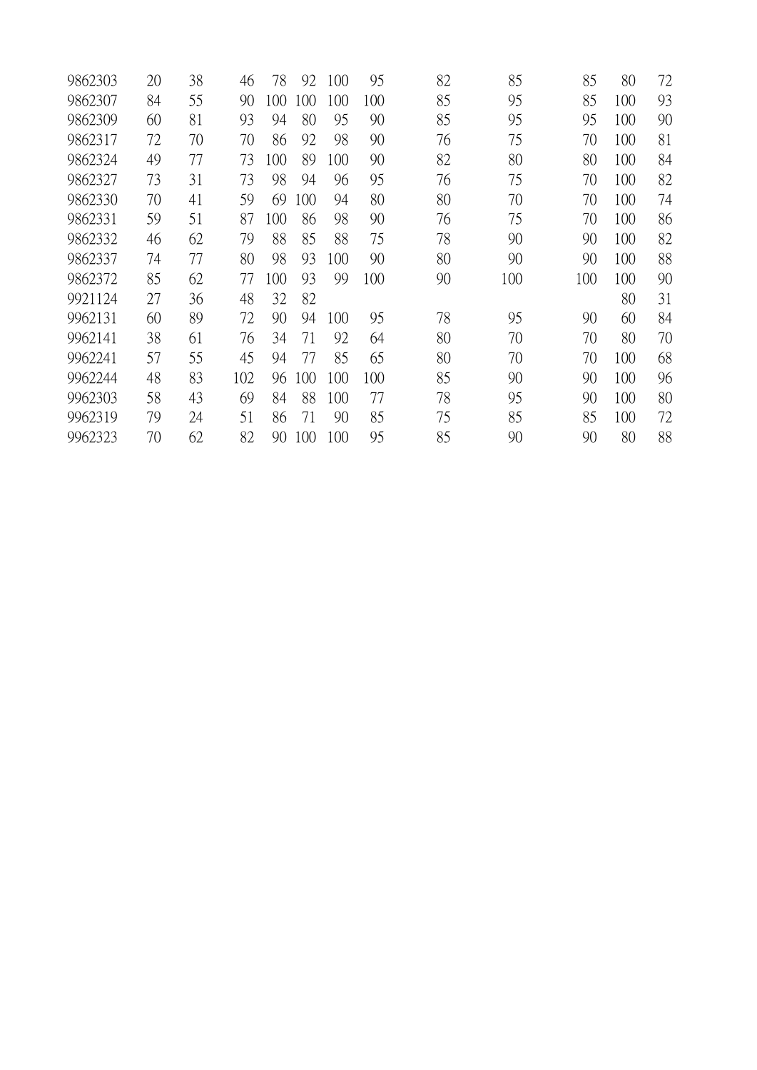| | | | | | | | | | | | | |
|---|---|---|---|---|---|---|---|---|---|---|---|---|
| 9862303 | 20 | 38 | 46 | 78 | 92 | 100 | 95 | 82 | 85 | 85 | 80 | 72 |
| 9862307 | 84 | 55 | 90 | 100 | 100 | 100 | 100 | 85 | 95 | 85 | 100 | 93 |
| 9862309 | 60 | 81 | 93 | 94 | 80 | 95 | 90 | 85 | 95 | 95 | 100 | 90 |
| 9862317 | 72 | 70 | 70 | 86 | 92 | 98 | 90 | 76 | 75 | 70 | 100 | 81 |
| 9862324 | 49 | 77 | 73 | 100 | 89 | 100 | 90 | 82 | 80 | 80 | 100 | 84 |
| 9862327 | 73 | 31 | 73 | 98 | 94 | 96 | 95 | 76 | 75 | 70 | 100 | 82 |
| 9862330 | 70 | 41 | 59 | 69 | 100 | 94 | 80 | 80 | 70 | 70 | 100 | 74 |
| 9862331 | 59 | 51 | 87 | 100 | 86 | 98 | 90 | 76 | 75 | 70 | 100 | 86 |
| 9862332 | 46 | 62 | 79 | 88 | 85 | 88 | 75 | 78 | 90 | 90 | 100 | 82 |
| 9862337 | 74 | 77 | 80 | 98 | 93 | 100 | 90 | 80 | 90 | 90 | 100 | 88 |
| 9862372 | 85 | 62 | 77 | 100 | 93 | 99 | 100 | 90 | 100 | 100 | 100 | 90 |
| 9921124 | 27 | 36 | 48 | 32 | 82 | | | | | | 80 | 31 |
| 9962131 | 60 | 89 | 72 | 90 | 94 | 100 | 95 | 78 | 95 | 90 | 60 | 84 |
| 9962141 | 38 | 61 | 76 | 34 | 71 | 92 | 64 | 80 | 70 | 70 | 80 | 70 |
| 9962241 | 57 | 55 | 45 | 94 | 77 | 85 | 65 | 80 | 70 | 70 | 100 | 68 |
| 9962244 | 48 | 83 | 102 | 96 | 100 | 100 | 100 | 85 | 90 | 90 | 100 | 96 |
| 9962303 | 58 | 43 | 69 | 84 | 88 | 100 | 77 | 78 | 95 | 90 | 100 | 80 |
| 9962319 | 79 | 24 | 51 | 86 | 71 | 90 | 85 | 75 | 85 | 85 | 100 | 72 |
| 9962323 | 70 | 62 | 82 | 90 | 100 | 100 | 95 | 85 | 90 | 90 | 80 | 88 |